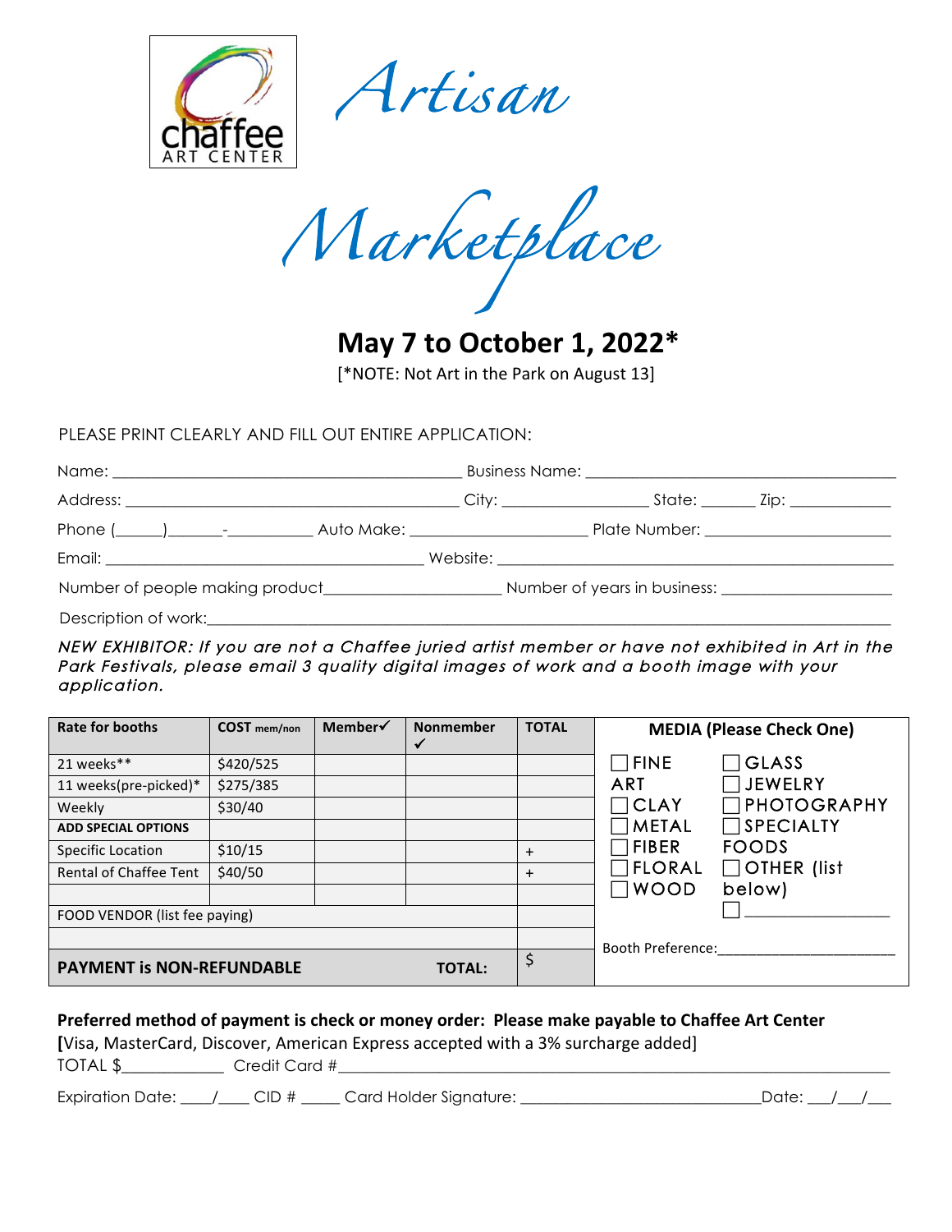chaffee ART CENTER

# Artisan Marketplace

## May 7 to October 1, 2022*

[*NOTE: Not Art in the Park on August 13]

PLEASE PRINT CLEARLY AND FILL OUT ENTIRE APPLICATION:

Name: ______________________________ Business Name: ______________________________

Address: ______________________________ City: ______________ State: ______ Zip: ___________

Phone (_____)______-__________ Auto Make: __________________ Plate Number: __________________

Email: ______________________________ Website: ______________________________

Number of people making product__________________ Number of years in business: __________________

Description of work:____________________________________________________________

*NEW EXHIBITOR: If you are not a Chaffee juried artist member or have not exhibited in Art in the Park Festivals, please email 3 quality digital images of work and a booth image with your application.*

| Rate for booths | COST mem/non | Member✓ | Nonmember ✓ | TOTAL |
|---|---|---|---|---|
| 21 weeks** | $420/525 | | | |
| 11 weeks(pre-picked)* | $275/385 | | | |
| Weekly | $30/40 | | | |
| **ADD SPECIAL OPTIONS** | | | | |
| Specific Location | $10/15 | | | + |
| Rental of Chaffee Tent | $40/50 | | | + |
| | | | | |
| FOOD VENDOR (list fee paying) | | | | |
| | | | | |
| **PAYMENT is NON-REFUNDABLE** | | | **TOTAL:** | $ |

**MEDIA (Please Check One)**

- ☐ FINE ART
- ☐ CLAY
- ☐ METAL
- ☐ FIBER
- ☐ FLORAL
- ☐ WOOD
- ☐ GLASS
- ☐ JEWELRY
- ☐ PHOTOGRAPHY
- ☐ SPECIALTY FOODS
- ☐ OTHER (list below)
- ☐ ______________

Booth Preference:____________________

**Preferred method of payment is check or money order: Please make payable to Chaffee Art Center**

**[**Visa, MasterCard, Discover, American Express accepted with a 3% surcharge added]

TOTAL $___________ Credit Card #____________________________________________

Expiration Date: ___/___ CID # ____ Card Holder Signature: ________________________ Date: ___/___/___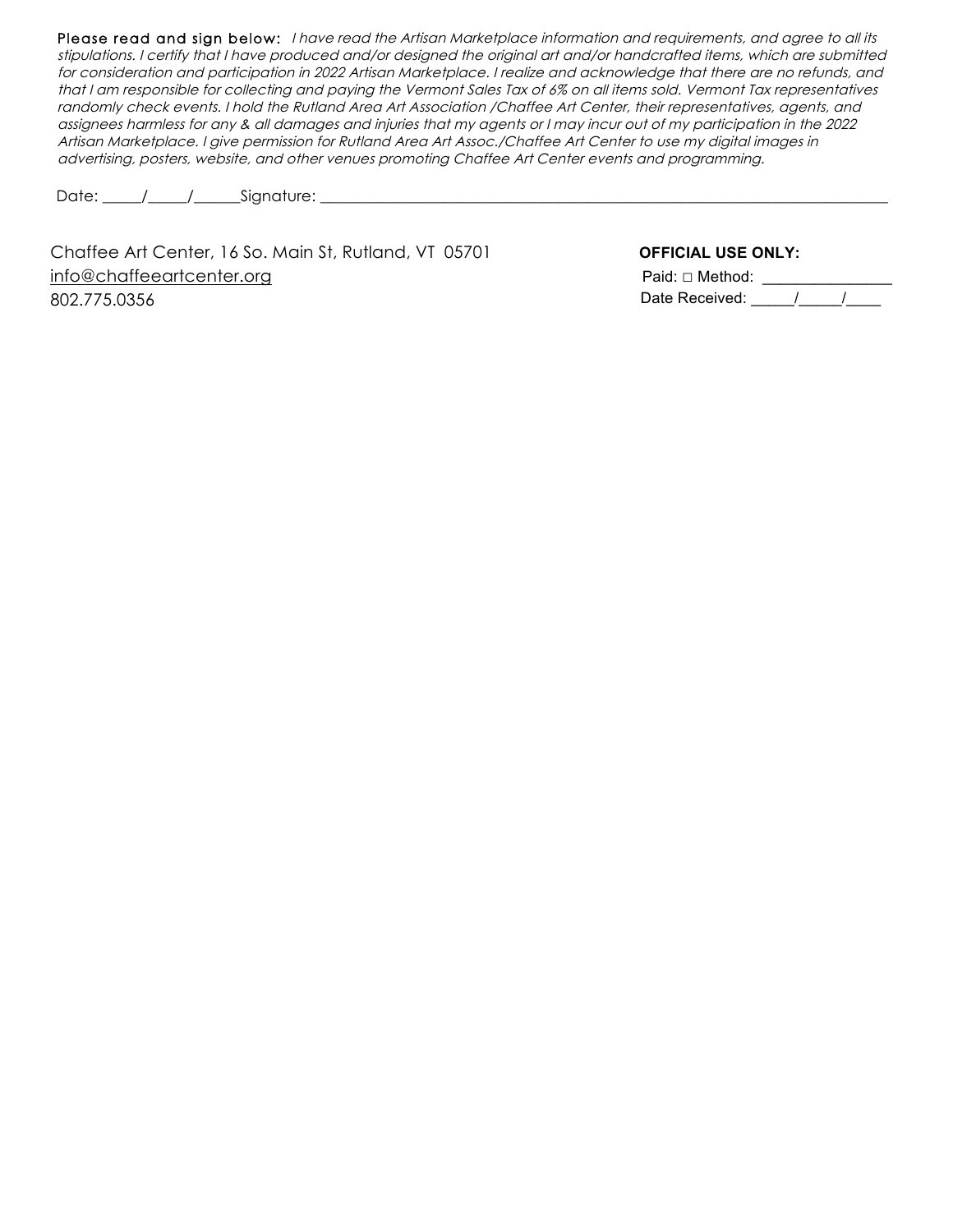**Please read and sign below:** *I have read the Artisan Marketplace information and requirements, and agree to all its stipulations. I certify that I have produced and/or designed the original art and/or handcrafted items, which are submitted for consideration and participation in 2022 Artisan Marketplace. I realize and acknowledge that there are no refunds, and that I am responsible for collecting and paying the Vermont Sales Tax of 6% on all items sold. Vermont Tax representatives randomly check events. I hold the Rutland Area Art Association /Chaffee Art Center, their representatives, agents, and assignees harmless for any & all damages and injuries that my agents or I may incur out of my participation in the 2022 Artisan Marketplace. I give permission for Rutland Area Art Assoc./Chaffee Art Center to use my digital images in advertising, posters, website, and other venues promoting Chaffee Art Center events and programming.*

Date: _____/_____/______Signature: ____________________________________________________________________________

Chaffee Art Center, 16 So. Main St, Rutland, VT 05701
info@chaffeeartcenter.org
802.775.0356

**OFFICIAL USE ONLY:**

Paid: □ Method: _______________

Date Received: _____/_____/____